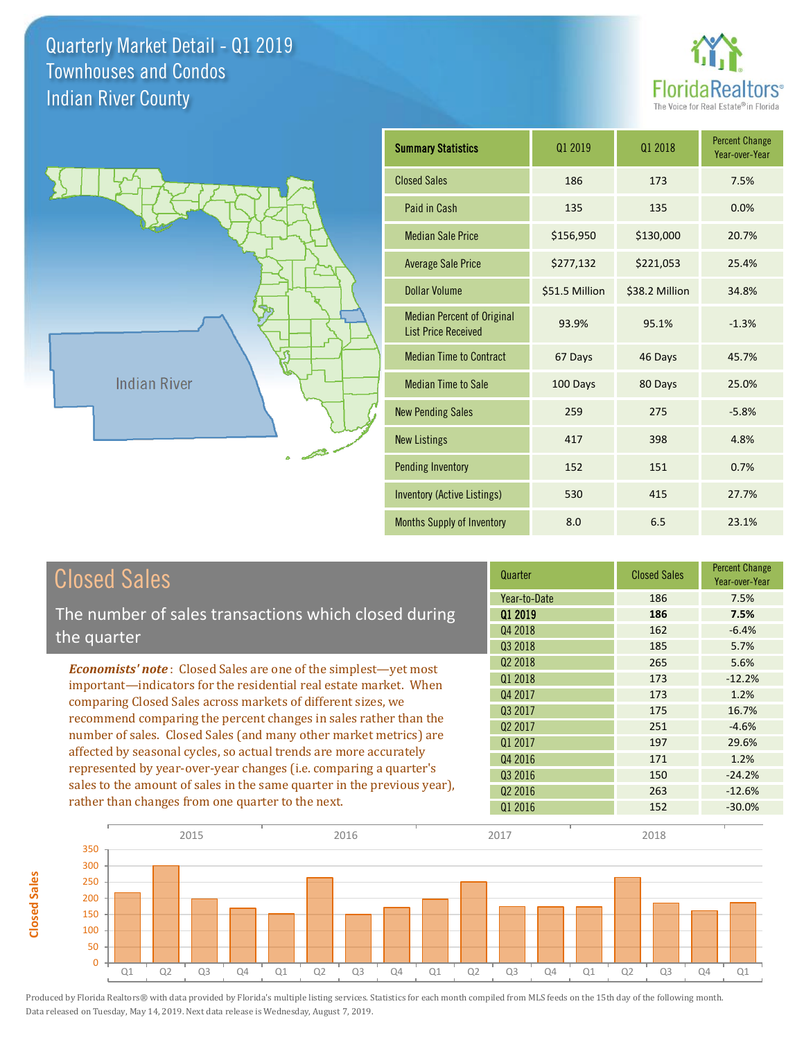# Quarterly Market Detail - Q1 2019
## Townhouses and Condos
## Indian River County

FloridaRealtors® The Voice for Real Estate® in Florida

Indian River

| Summary Statistics | Q1 2019 | Q1 2018 | Percent Change Year-over-Year |
|---|---|---|---|
| Closed Sales | 186 | 173 | 7.5% |
| Paid in Cash | 135 | 135 | 0.0% |
| Median Sale Price | $156,950 | $130,000 | 20.7% |
| Average Sale Price | $277,132 | $221,053 | 25.4% |
| Dollar Volume | $51.5 Million | $38.2 Million | 34.8% |
| Median Percent of Original List Price Received | 93.9% | 95.1% | -1.3% |
| Median Time to Contract | 67 Days | 46 Days | 45.7% |
| Median Time to Sale | 100 Days | 80 Days | 25.0% |
| New Pending Sales | 259 | 275 | -5.8% |
| New Listings | 417 | 398 | 4.8% |
| Pending Inventory | 152 | 151 | 0.7% |
| Inventory (Active Listings) | 530 | 415 | 27.7% |
| Months Supply of Inventory | 8.0 | 6.5 | 23.1% |

## Closed Sales

The number of sales transactions which closed during the quarter

*Economists' note*: Closed Sales are one of the simplest—yet most important—indicators for the residential real estate market. When comparing Closed Sales across markets of different sizes, we recommend comparing the percent changes in sales rather than the number of sales. Closed Sales (and many other market metrics) are affected by seasonal cycles, so actual trends are more accurately represented by year-over-year changes (i.e. comparing a quarter's sales to the amount of sales in the same quarter in the previous year), rather than changes from one quarter to the next.

| Quarter | Closed Sales | Percent Change Year-over-Year |
|---|---|---|
| Year-to-Date | 186 | 7.5% |
| **Q1 2019** | **186** | **7.5%** |
| Q4 2018 | 162 | -6.4% |
| Q3 2018 | 185 | 5.7% |
| Q2 2018 | 265 | 5.6% |
| Q1 2018 | 173 | -12.2% |
| Q4 2017 | 173 | 1.2% |
| Q3 2017 | 175 | 16.7% |
| Q2 2017 | 251 | -4.6% |
| Q1 2017 | 197 | 29.6% |
| Q4 2016 | 171 | 1.2% |
| Q3 2016 | 150 | -24.2% |
| Q2 2016 | 263 | -12.6% |
| Q1 2016 | 152 | -30.0% |

Produced by Florida Realtors® with data provided by Florida's multiple listing services. Statistics for each month compiled from MLS feeds on the 15th day of the following month. Data released on Tuesday, May 14, 2019. Next data release is Wednesday, August 7, 2019.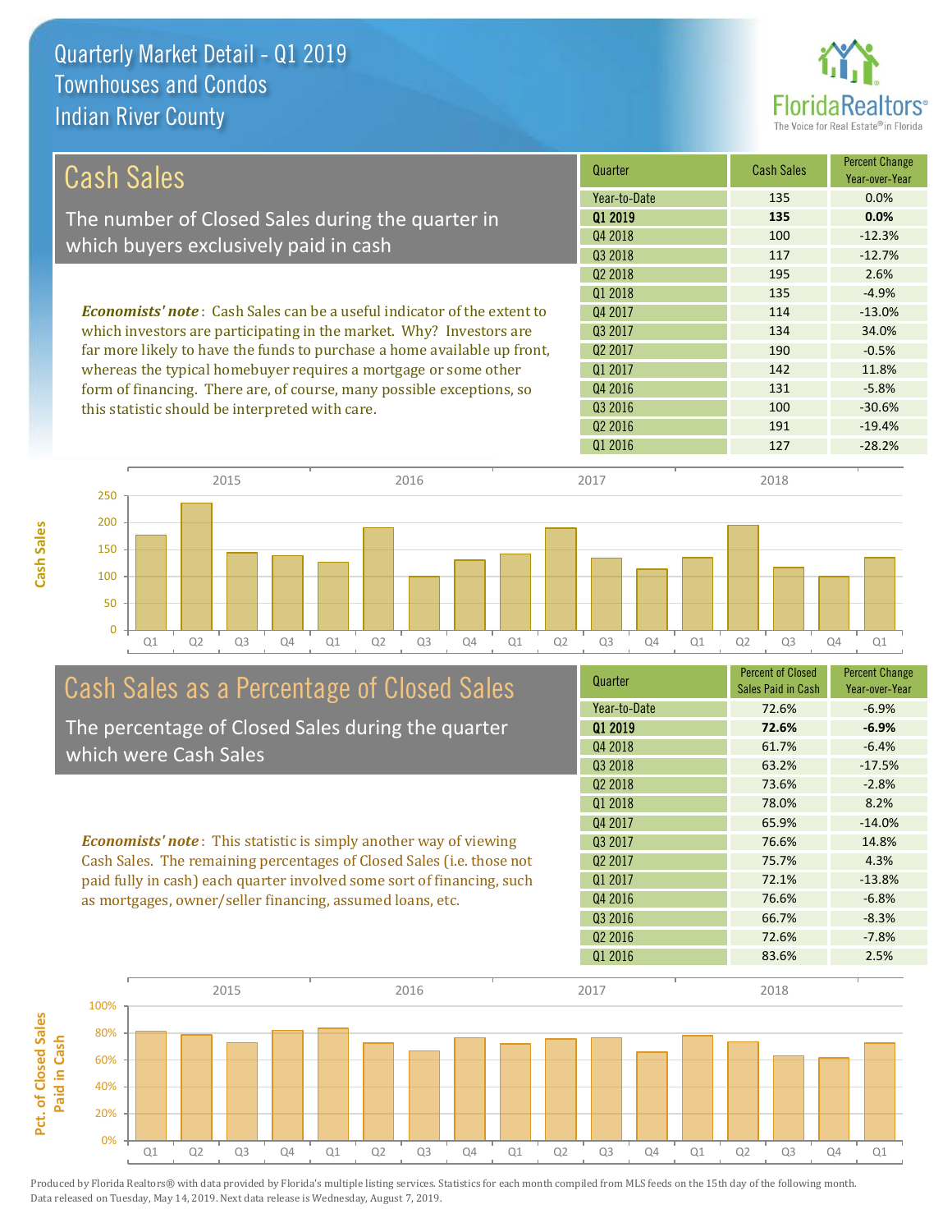# Quarterly Market Detail - Q1 2019
## Townhouses and Condos
## Indian River County

## Cash Sales

The number of Closed Sales during the quarter in which buyers exclusively paid in cash

***Economists' note***: Cash Sales can be a useful indicator of the extent to which investors are participating in the market. Why? Investors are far more likely to have the funds to purchase a home available up front, whereas the typical homebuyer requires a mortgage or some other form of financing. There are, of course, many possible exceptions, so this statistic should be interpreted with care.

| Quarter | Cash Sales | Percent Change Year-over-Year |
|---|---|---|
| Year-to-Date | 135 | 0.0% |
| **Q1 2019** | **135** | **0.0%** |
| Q4 2018 | 100 | -12.3% |
| Q3 2018 | 117 | -12.7% |
| Q2 2018 | 195 | 2.6% |
| Q1 2018 | 135 | -4.9% |
| Q4 2017 | 114 | -13.0% |
| Q3 2017 | 134 | 34.0% |
| Q2 2017 | 190 | -0.5% |
| Q1 2017 | 142 | 11.8% |
| Q4 2016 | 131 | -5.8% |
| Q3 2016 | 100 | -30.6% |
| Q2 2016 | 191 | -19.4% |
| Q1 2016 | 127 | -28.2% |

## Cash Sales as a Percentage of Closed Sales

The percentage of Closed Sales during the quarter which were Cash Sales

***Economists' note***: This statistic is simply another way of viewing Cash Sales. The remaining percentages of Closed Sales (i.e. those not paid fully in cash) each quarter involved some sort of financing, such as mortgages, owner/seller financing, assumed loans, etc.

| Quarter | Percent of Closed Sales Paid in Cash | Percent Change Year-over-Year |
|---|---|---|
| Year-to-Date | 72.6% | -6.9% |
| **Q1 2019** | **72.6%** | **-6.9%** |
| Q4 2018 | 61.7% | -6.4% |
| Q3 2018 | 63.2% | -17.5% |
| Q2 2018 | 73.6% | -2.8% |
| Q1 2018 | 78.0% | 8.2% |
| Q4 2017 | 65.9% | -14.0% |
| Q3 2017 | 76.6% | 14.8% |
| Q2 2017 | 75.7% | 4.3% |
| Q1 2017 | 72.1% | -13.8% |
| Q4 2016 | 76.6% | -6.8% |
| Q3 2016 | 66.7% | -8.3% |
| Q2 2016 | 72.6% | -7.8% |
| Q1 2016 | 83.6% | 2.5% |

Produced by Florida Realtors® with data provided by Florida's multiple listing services. Statistics for each month compiled from MLS feeds on the 15th day of the following month. Data released on Tuesday, May 14, 2019. Next data release is Wednesday, August 7, 2019.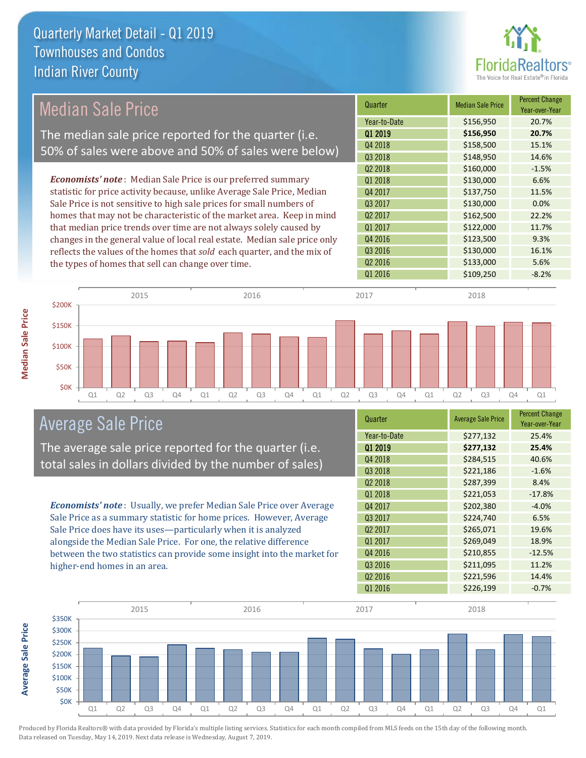# Quarterly Market Detail - Q1 2019
## Townhouses and Condos
## Indian River County

## Median Sale Price

The median sale price reported for the quarter (i.e. 50% of sales were above and 50% of sales were below)

*Economists' note*: Median Sale Price is our preferred summary statistic for price activity because, unlike Average Sale Price, Median Sale Price is not sensitive to high sale prices for small numbers of homes that may not be characteristic of the market area. Keep in mind that median price trends over time are not always solely caused by changes in the general value of local real estate. Median sale price only reflects the values of the homes that *sold* each quarter, and the mix of the types of homes that sell can change over time.

| Quarter | Median Sale Price | Percent Change Year-over-Year |
|---|---|---|
| Year-to-Date | $156,950 | 20.7% |
| **Q1 2019** | **$156,950** | **20.7%** |
| Q4 2018 | $158,500 | 15.1% |
| Q3 2018 | $148,950 | 14.6% |
| Q2 2018 | $160,000 | -1.5% |
| Q1 2018 | $130,000 | 6.6% |
| Q4 2017 | $137,750 | 11.5% |
| Q3 2017 | $130,000 | 0.0% |
| Q2 2017 | $162,500 | 22.2% |
| Q1 2017 | $122,000 | 11.7% |
| Q4 2016 | $123,500 | 9.3% |
| Q3 2016 | $130,000 | 16.1% |
| Q2 2016 | $133,000 | 5.6% |
| Q1 2016 | $109,250 | -8.2% |

## Average Sale Price

The average sale price reported for the quarter (i.e. total sales in dollars divided by the number of sales)

*Economists' note*: Usually, we prefer Median Sale Price over Average Sale Price as a summary statistic for home prices. However, Average Sale Price does have its uses—particularly when it is analyzed alongside the Median Sale Price. For one, the relative difference between the two statistics can provide some insight into the market for higher-end homes in an area.

| Quarter | Average Sale Price | Percent Change Year-over-Year |
|---|---|---|
| Year-to-Date | $277,132 | 25.4% |
| **Q1 2019** | **$277,132** | **25.4%** |
| Q4 2018 | $284,515 | 40.6% |
| Q3 2018 | $221,186 | -1.6% |
| Q2 2018 | $287,399 | 8.4% |
| Q1 2018 | $221,053 | -17.8% |
| Q4 2017 | $202,380 | -4.0% |
| Q3 2017 | $224,740 | 6.5% |
| Q2 2017 | $265,071 | 19.6% |
| Q1 2017 | $269,049 | 18.9% |
| Q4 2016 | $210,855 | -12.5% |
| Q3 2016 | $211,095 | 11.2% |
| Q2 2016 | $221,596 | 14.4% |
| Q1 2016 | $226,199 | -0.7% |

Produced by Florida Realtors® with data provided by Florida's multiple listing services. Statistics for each month compiled from MLS feeds on the 15th day of the following month. Data released on Tuesday, May 14, 2019. Next data release is Wednesday, August 7, 2019.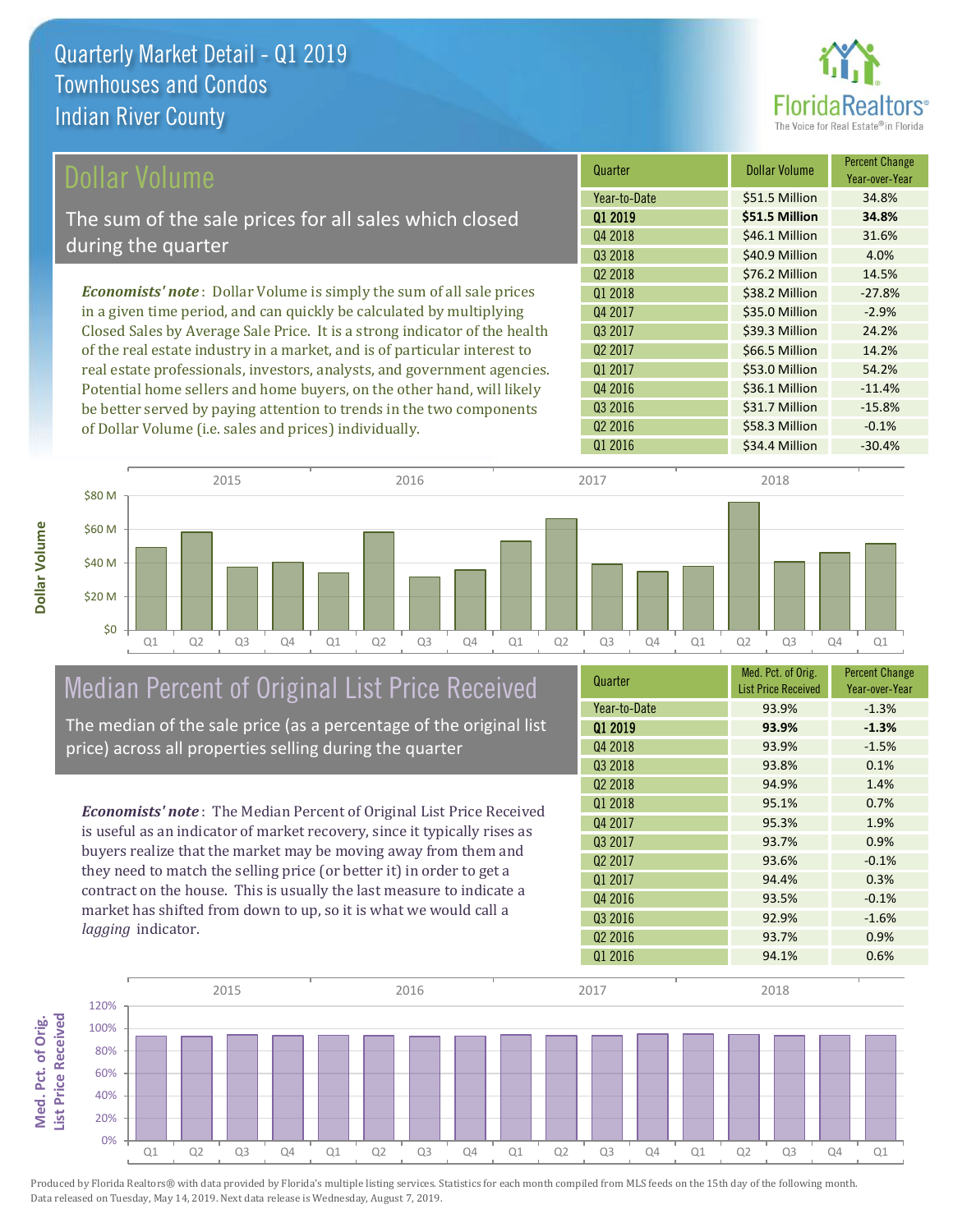# Quarterly Market Detail - Q1 2019
## Townhouses and Condos
## Indian River County

## Dollar Volume

The sum of the sale prices for all sales which closed during the quarter

***Economists' note***: Dollar Volume is simply the sum of all sale prices in a given time period, and can quickly be calculated by multiplying Closed Sales by Average Sale Price. It is a strong indicator of the health of the real estate industry in a market, and is of particular interest to real estate professionals, investors, analysts, and government agencies. Potential home sellers and home buyers, on the other hand, will likely be better served by paying attention to trends in the two components of Dollar Volume (i.e. sales and prices) individually.

| Quarter | Dollar Volume | Percent Change Year-over-Year |
|---|---|---|
| Year-to-Date | $51.5 Million | 34.8% |
| **Q1 2019** | **$51.5 Million** | **34.8%** |
| Q4 2018 | $46.1 Million | 31.6% |
| Q3 2018 | $40.9 Million | 4.0% |
| Q2 2018 | $76.2 Million | 14.5% |
| Q1 2018 | $38.2 Million | -27.8% |
| Q4 2017 | $35.0 Million | -2.9% |
| Q3 2017 | $39.3 Million | 24.2% |
| Q2 2017 | $66.5 Million | 14.2% |
| Q1 2017 | $53.0 Million | 54.2% |
| Q4 2016 | $36.1 Million | -11.4% |
| Q3 2016 | $31.7 Million | -15.8% |
| Q2 2016 | $58.3 Million | -0.1% |
| Q1 2016 | $34.4 Million | -30.4% |

## Median Percent of Original List Price Received

The median of the sale price (as a percentage of the original list price) across all properties selling during the quarter

***Economists' note***: The Median Percent of Original List Price Received is useful as an indicator of market recovery, since it typically rises as buyers realize that the market may be moving away from them and they need to match the selling price (or better it) in order to get a contract on the house. This is usually the last measure to indicate a market has shifted from down to up, so it is what we would call a *lagging* indicator.

| Quarter | Med. Pct. of Orig. List Price Received | Percent Change Year-over-Year |
|---|---|---|
| Year-to-Date | 93.9% | -1.3% |
| **Q1 2019** | **93.9%** | **-1.3%** |
| Q4 2018 | 93.9% | -1.5% |
| Q3 2018 | 93.8% | 0.1% |
| Q2 2018 | 94.9% | 1.4% |
| Q1 2018 | 95.1% | 0.7% |
| Q4 2017 | 95.3% | 1.9% |
| Q3 2017 | 93.7% | 0.9% |
| Q2 2017 | 93.6% | -0.1% |
| Q1 2017 | 94.4% | 0.3% |
| Q4 2016 | 93.5% | -0.1% |
| Q3 2016 | 92.9% | -1.6% |
| Q2 2016 | 93.7% | 0.9% |
| Q1 2016 | 94.1% | 0.6% |

Produced by Florida Realtors® with data provided by Florida's multiple listing services. Statistics for each month compiled from MLS feeds on the 15th day of the following month. Data released on Tuesday, May 14, 2019. Next data release is Wednesday, August 7, 2019.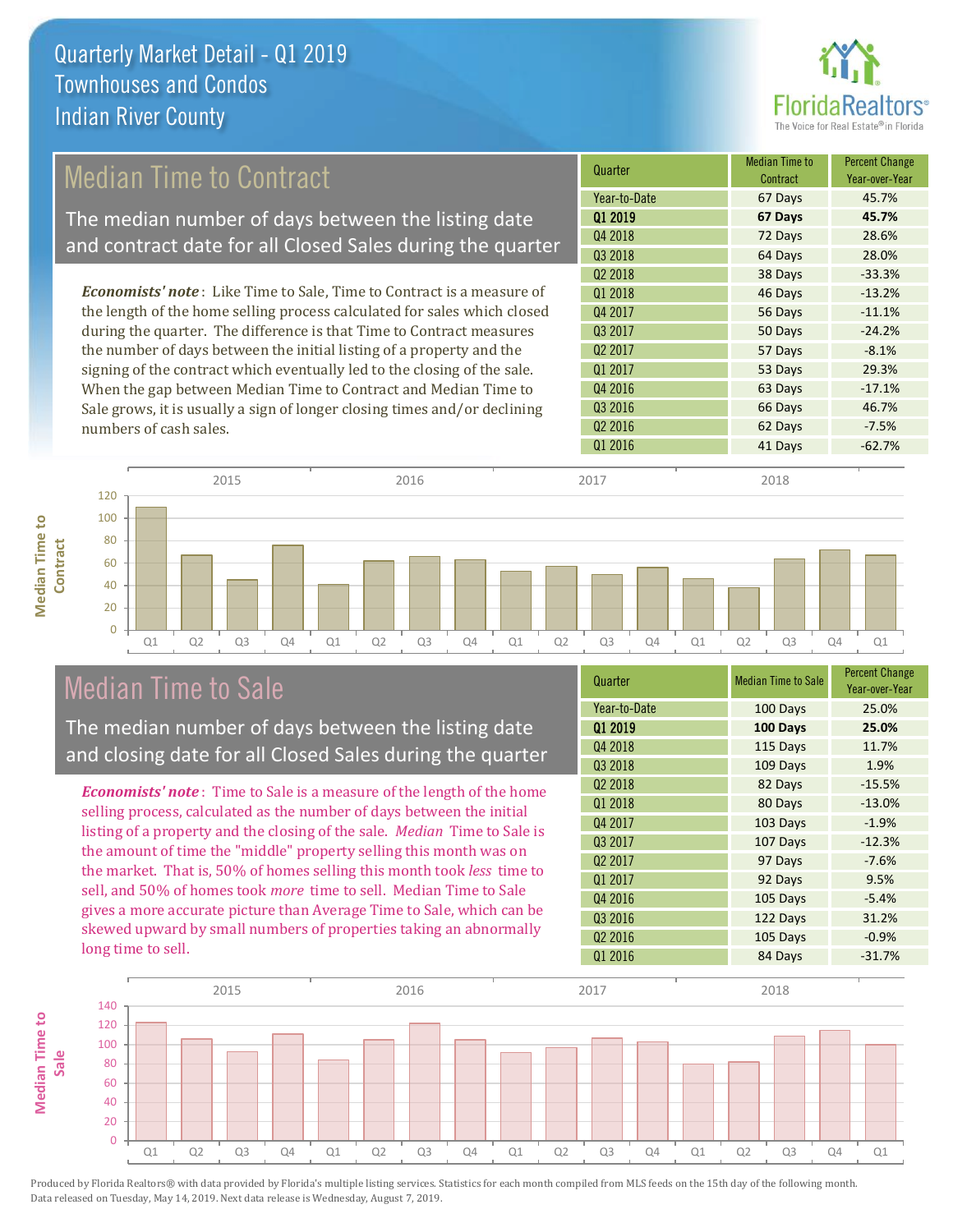# Quarterly Market Detail - Q1 2019
## Townhouses and Condos
## Indian River County

## Median Time to Contract

The median number of days between the listing date and contract date for all Closed Sales during the quarter

*Economists' note*: Like Time to Sale, Time to Contract is a measure of the length of the home selling process calculated for sales which closed during the quarter. The difference is that Time to Contract measures the number of days between the initial listing of a property and the signing of the contract which eventually led to the closing of the sale. When the gap between Median Time to Contract and Median Time to Sale grows, it is usually a sign of longer closing times and/or declining numbers of cash sales.

| Quarter | Median Time to Contract | Percent Change Year-over-Year |
|---|---|---|
| Year-to-Date | 67 Days | 45.7% |
| **Q1 2019** | **67 Days** | **45.7%** |
| Q4 2018 | 72 Days | 28.6% |
| Q3 2018 | 64 Days | 28.0% |
| Q2 2018 | 38 Days | -33.3% |
| Q1 2018 | 46 Days | -13.2% |
| Q4 2017 | 56 Days | -11.1% |
| Q3 2017 | 50 Days | -24.2% |
| Q2 2017 | 57 Days | -8.1% |
| Q1 2017 | 53 Days | 29.3% |
| Q4 2016 | 63 Days | -17.1% |
| Q3 2016 | 66 Days | 46.7% |
| Q2 2016 | 62 Days | -7.5% |
| Q1 2016 | 41 Days | -62.7% |

## Median Time to Sale

The median number of days between the listing date and closing date for all Closed Sales during the quarter

*Economists' note*: Time to Sale is a measure of the length of the home selling process, calculated as the number of days between the initial listing of a property and the closing of the sale. *Median* Time to Sale is the amount of time the "middle" property selling this month was on the market. That is, 50% of homes selling this month took *less* time to sell, and 50% of homes took *more* time to sell. Median Time to Sale gives a more accurate picture than Average Time to Sale, which can be skewed upward by small numbers of properties taking an abnormally long time to sell.

| Quarter | Median Time to Sale | Percent Change Year-over-Year |
|---|---|---|
| Year-to-Date | 100 Days | 25.0% |
| **Q1 2019** | **100 Days** | **25.0%** |
| Q4 2018 | 115 Days | 11.7% |
| Q3 2018 | 109 Days | 1.9% |
| Q2 2018 | 82 Days | -15.5% |
| Q1 2018 | 80 Days | -13.0% |
| Q4 2017 | 103 Days | -1.9% |
| Q3 2017 | 107 Days | -12.3% |
| Q2 2017 | 97 Days | -7.6% |
| Q1 2017 | 92 Days | 9.5% |
| Q4 2016 | 105 Days | -5.4% |
| Q3 2016 | 122 Days | 31.2% |
| Q2 2016 | 105 Days | -0.9% |
| Q1 2016 | 84 Days | -31.7% |

Produced by Florida Realtors® with data provided by Florida's multiple listing services. Statistics for each month compiled from MLS feeds on the 15th day of the following month. Data released on Tuesday, May 14, 2019. Next data release is Wednesday, August 7, 2019.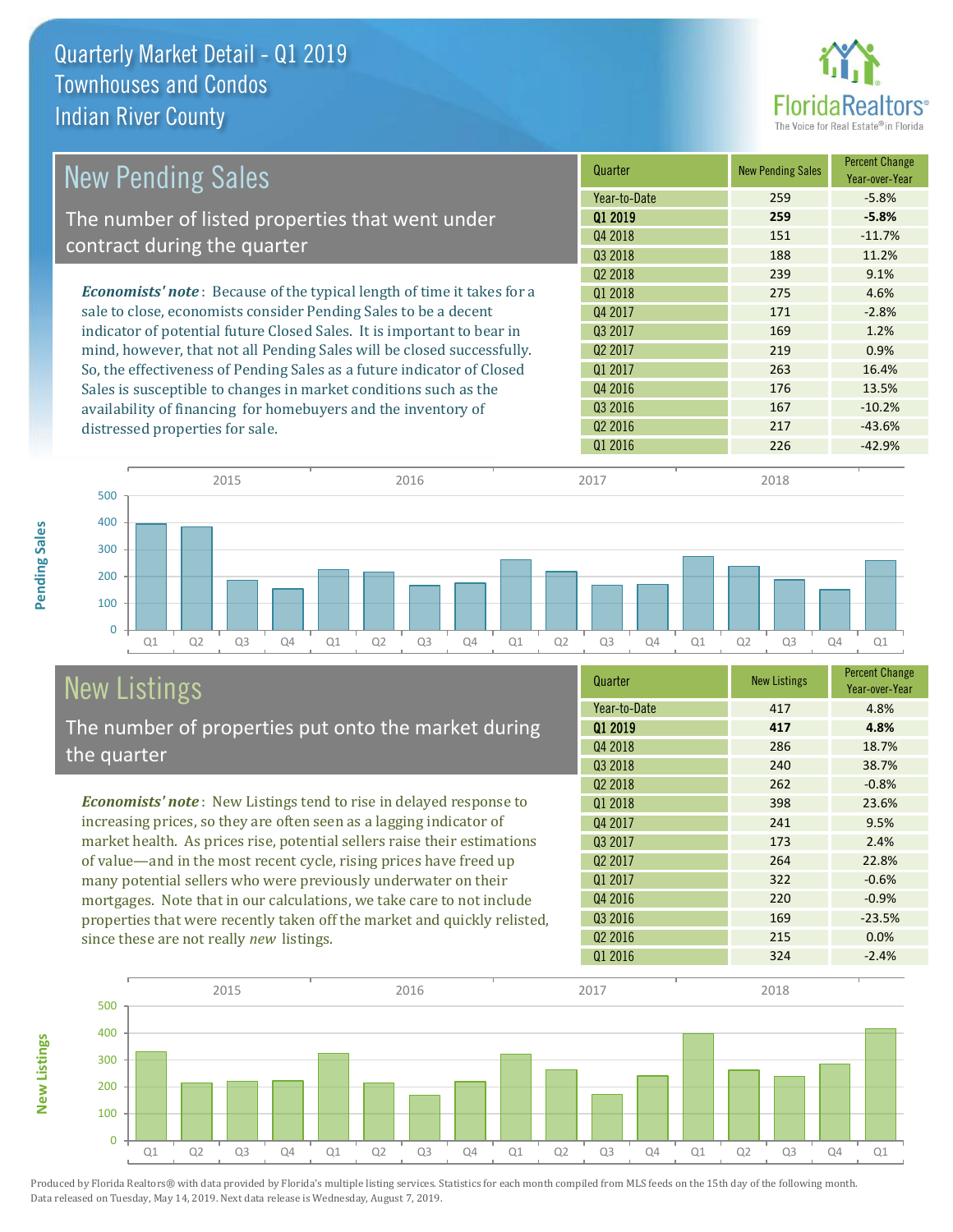# Quarterly Market Detail - Q1 2019
## Townhouses and Condos
## Indian River County

## New Pending Sales

The number of listed properties that went under contract during the quarter

*Economists' note*: Because of the typical length of time it takes for a sale to close, economists consider Pending Sales to be a decent indicator of potential future Closed Sales. It is important to bear in mind, however, that not all Pending Sales will be closed successfully. So, the effectiveness of Pending Sales as a future indicator of Closed Sales is susceptible to changes in market conditions such as the availability of financing for homebuyers and the inventory of distressed properties for sale.

| Quarter | New Pending Sales | Percent Change Year-over-Year |
|---|---|---|
| Year-to-Date | 259 | -5.8% |
| **Q1 2019** | **259** | **-5.8%** |
| Q4 2018 | 151 | -11.7% |
| Q3 2018 | 188 | 11.2% |
| Q2 2018 | 239 | 9.1% |
| Q1 2018 | 275 | 4.6% |
| Q4 2017 | 171 | -2.8% |
| Q3 2017 | 169 | 1.2% |
| Q2 2017 | 219 | 0.9% |
| Q1 2017 | 263 | 16.4% |
| Q4 2016 | 176 | 13.5% |
| Q3 2016 | 167 | -10.2% |
| Q2 2016 | 217 | -43.6% |
| Q1 2016 | 226 | -42.9% |

## New Listings

The number of properties put onto the market during the quarter

*Economists' note*: New Listings tend to rise in delayed response to increasing prices, so they are often seen as a lagging indicator of market health. As prices rise, potential sellers raise their estimations of value—and in the most recent cycle, rising prices have freed up many potential sellers who were previously underwater on their mortgages. Note that in our calculations, we take care to not include properties that were recently taken off the market and quickly relisted, since these are not really *new* listings.

| Quarter | New Listings | Percent Change Year-over-Year |
|---|---|---|
| Year-to-Date | 417 | 4.8% |
| **Q1 2019** | **417** | **4.8%** |
| Q4 2018 | 286 | 18.7% |
| Q3 2018 | 240 | 38.7% |
| Q2 2018 | 262 | -0.8% |
| Q1 2018 | 398 | 23.6% |
| Q4 2017 | 241 | 9.5% |
| Q3 2017 | 173 | 2.4% |
| Q2 2017 | 264 | 22.8% |
| Q1 2017 | 322 | -0.6% |
| Q4 2016 | 220 | -0.9% |
| Q3 2016 | 169 | -23.5% |
| Q2 2016 | 215 | 0.0% |
| Q1 2016 | 324 | -2.4% |

Produced by Florida Realtors® with data provided by Florida's multiple listing services. Statistics for each month compiled from MLS feeds on the 15th day of the following month. Data released on Tuesday, May 14, 2019. Next data release is Wednesday, August 7, 2019.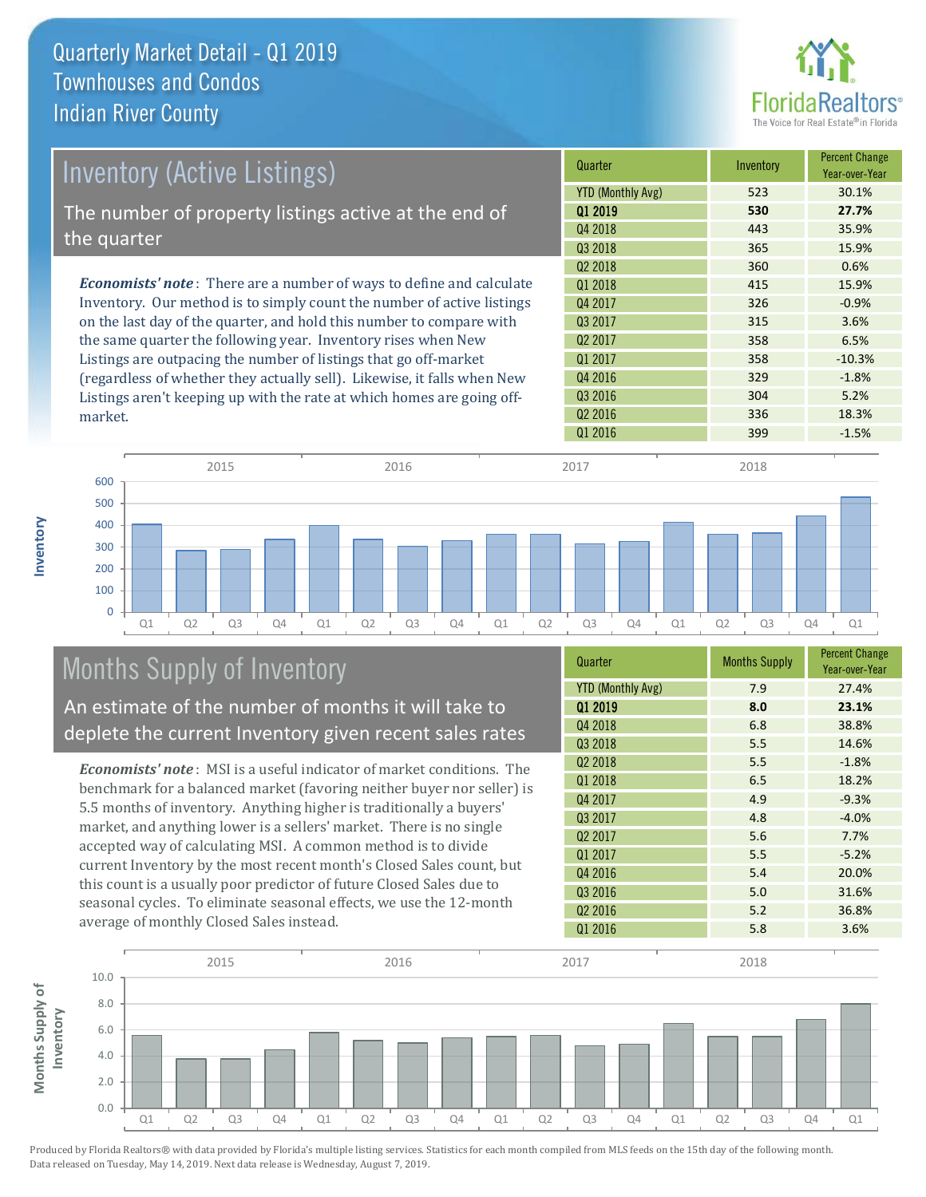# Quarterly Market Detail - Q1 2019
## Townhouses and Condos
## Indian River County

## Inventory (Active Listings)

The number of property listings active at the end of the quarter

***Economists' note***: There are a number of ways to define and calculate Inventory. Our method is to simply count the number of active listings on the last day of the quarter, and hold this number to compare with the same quarter the following year. Inventory rises when New Listings are outpacing the number of listings that go off-market (regardless of whether they actually sell). Likewise, it falls when New Listings aren't keeping up with the rate at which homes are going off-market.

| Quarter | Inventory | Percent Change Year-over-Year |
|---|---|---|
| YTD (Monthly Avg) | 523 | 30.1% |
| **Q1 2019** | **530** | **27.7%** |
| Q4 2018 | 443 | 35.9% |
| Q3 2018 | 365 | 15.9% |
| Q2 2018 | 360 | 0.6% |
| Q1 2018 | 415 | 15.9% |
| Q4 2017 | 326 | -0.9% |
| Q3 2017 | 315 | 3.6% |
| Q2 2017 | 358 | 6.5% |
| Q1 2017 | 358 | -10.3% |
| Q4 2016 | 329 | -1.8% |
| Q3 2016 | 304 | 5.2% |
| Q2 2016 | 336 | 18.3% |
| Q1 2016 | 399 | -1.5% |

## Months Supply of Inventory

An estimate of the number of months it will take to deplete the current Inventory given recent sales rates

***Economists' note***: MSI is a useful indicator of market conditions. The benchmark for a balanced market (favoring neither buyer nor seller) is 5.5 months of inventory. Anything higher is traditionally a buyers' market, and anything lower is a sellers' market. There is no single accepted way of calculating MSI. A common method is to divide current Inventory by the most recent month's Closed Sales count, but this count is a usually poor predictor of future Closed Sales due to seasonal cycles. To eliminate seasonal effects, we use the 12-month average of monthly Closed Sales instead.

| Quarter | Months Supply | Percent Change Year-over-Year |
|---|---|---|
| YTD (Monthly Avg) | 7.9 | 27.4% |
| **Q1 2019** | **8.0** | **23.1%** |
| Q4 2018 | 6.8 | 38.8% |
| Q3 2018 | 5.5 | 14.6% |
| Q2 2018 | 5.5 | -1.8% |
| Q1 2018 | 6.5 | 18.2% |
| Q4 2017 | 4.9 | -9.3% |
| Q3 2017 | 4.8 | -4.0% |
| Q2 2017 | 5.6 | 7.7% |
| Q1 2017 | 5.5 | -5.2% |
| Q4 2016 | 5.4 | 20.0% |
| Q3 2016 | 5.0 | 31.6% |
| Q2 2016 | 5.2 | 36.8% |
| Q1 2016 | 5.8 | 3.6% |

Produced by Florida Realtors® with data provided by Florida's multiple listing services. Statistics for each month compiled from MLS feeds on the 15th day of the following month. Data released on Tuesday, May 14, 2019. Next data release is Wednesday, August 7, 2019.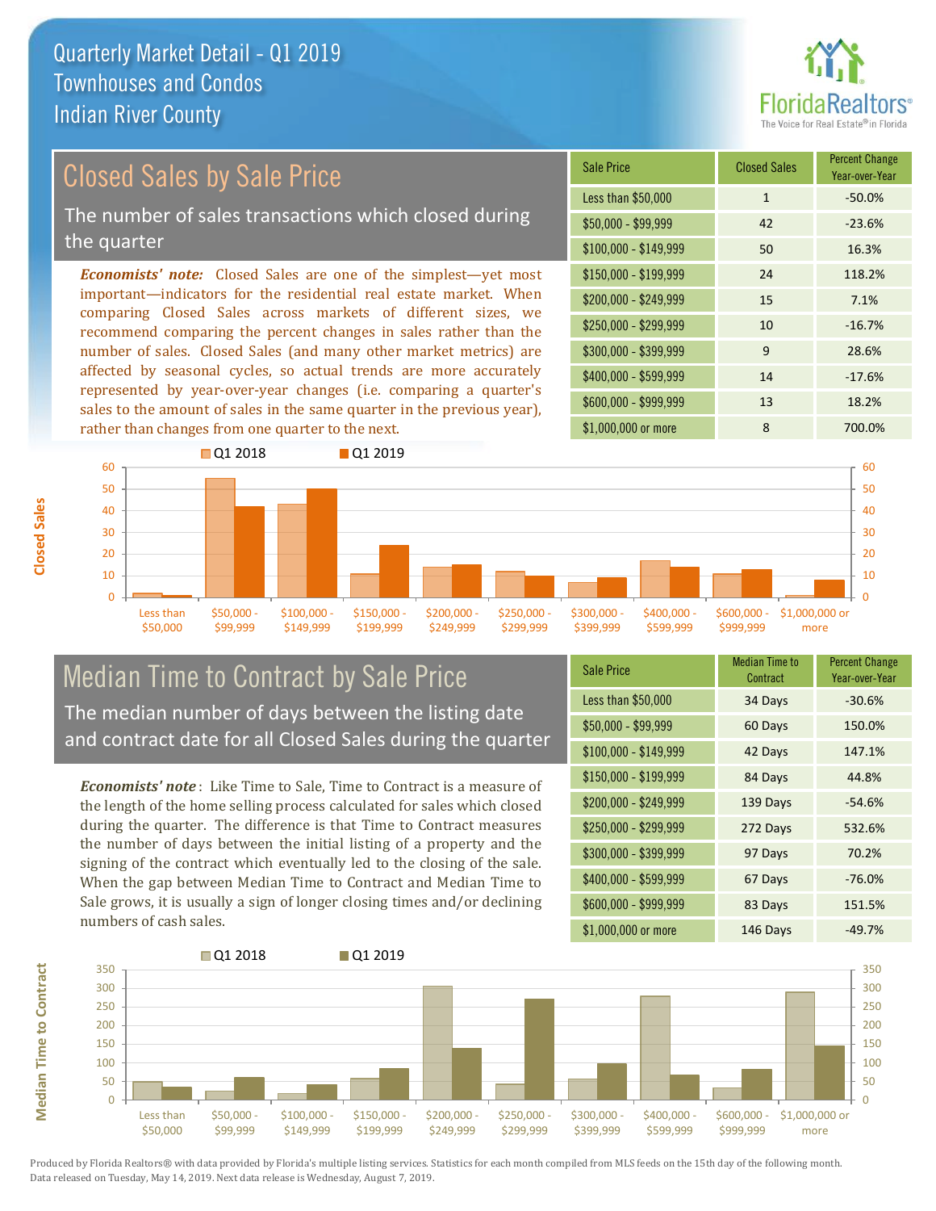# Quarterly Market Detail - Q1 2019
## Townhouses and Condos
## Indian River County

## Closed Sales by Sale Price

The number of sales transactions which closed during the quarter

*Economists' note:* Closed Sales are one of the simplest—yet most important—indicators for the residential real estate market. When comparing Closed Sales across markets of different sizes, we recommend comparing the percent changes in sales rather than the number of sales. Closed Sales (and many other market metrics) are affected by seasonal cycles, so actual trends are more accurately represented by year-over-year changes (i.e. comparing a quarter's sales to the amount of sales in the same quarter in the previous year), rather than changes from one quarter to the next.

| Sale Price | Closed Sales | Percent Change Year-over-Year |
|---|---|---|
| Less than $50,000 | 1 | -50.0% |
| $50,000 - $99,999 | 42 | -23.6% |
| $100,000 - $149,999 | 50 | 16.3% |
| $150,000 - $199,999 | 24 | 118.2% |
| $200,000 - $249,999 | 15 | 7.1% |
| $250,000 - $299,999 | 10 | -16.7% |
| $300,000 - $399,999 | 9 | 28.6% |
| $400,000 - $599,999 | 14 | -17.6% |
| $600,000 - $999,999 | 13 | 18.2% |
| $1,000,000 or more | 8 | 700.0% |

## Median Time to Contract by Sale Price

The median number of days between the listing date and contract date for all Closed Sales during the quarter

*Economists' note*: Like Time to Sale, Time to Contract is a measure of the length of the home selling process calculated for sales which closed during the quarter. The difference is that Time to Contract measures the number of days between the initial listing of a property and the signing of the contract which eventually led to the closing of the sale. When the gap between Median Time to Contract and Median Time to Sale grows, it is usually a sign of longer closing times and/or declining numbers of cash sales.

| Sale Price | Median Time to Contract | Percent Change Year-over-Year |
|---|---|---|
| Less than $50,000 | 34 Days | -30.6% |
| $50,000 - $99,999 | 60 Days | 150.0% |
| $100,000 - $149,999 | 42 Days | 147.1% |
| $150,000 - $199,999 | 84 Days | 44.8% |
| $200,000 - $249,999 | 139 Days | -54.6% |
| $250,000 - $299,999 | 272 Days | 532.6% |
| $300,000 - $399,999 | 97 Days | 70.2% |
| $400,000 - $599,999 | 67 Days | -76.0% |
| $600,000 - $999,999 | 83 Days | 151.5% |
| $1,000,000 or more | 146 Days | -49.7% |

Produced by Florida Realtors® with data provided by Florida's multiple listing services. Statistics for each month compiled from MLS feeds on the 15th day of the following month. Data released on Tuesday, May 14, 2019. Next data release is Wednesday, August 7, 2019.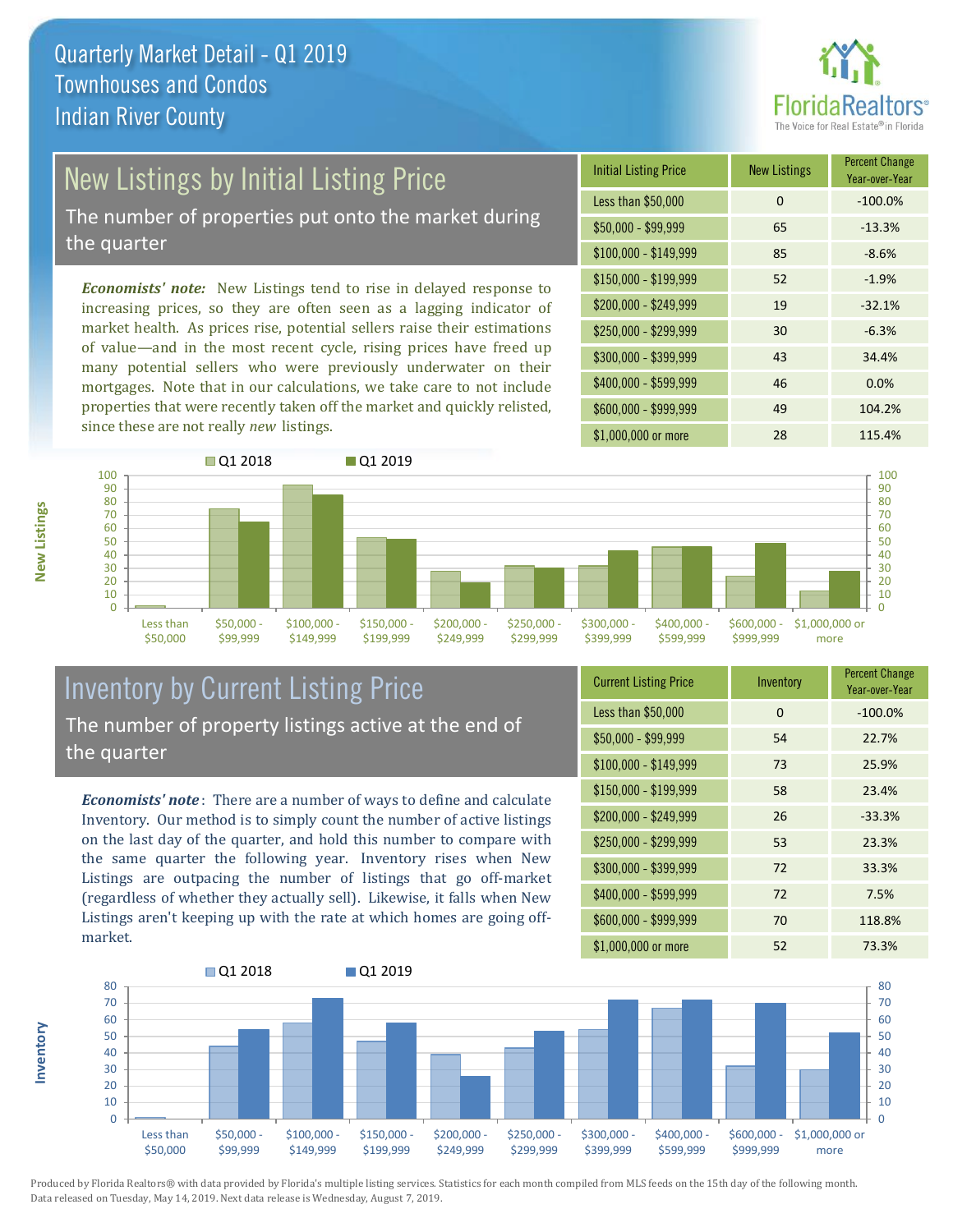# Quarterly Market Detail - Q1 2019
## Townhouses and Condos
## Indian River County

## New Listings by Initial Listing Price

The number of properties put onto the market during the quarter

*Economists' note:* New Listings tend to rise in delayed response to increasing prices, so they are often seen as a lagging indicator of market health. As prices rise, potential sellers raise their estimations of value—and in the most recent cycle, rising prices have freed up many potential sellers who were previously underwater on their mortgages. Note that in our calculations, we take care to not include properties that were recently taken off the market and quickly relisted, since these are not really *new* listings.

| Initial Listing Price | New Listings | Percent Change Year-over-Year |
|---|---|---|
| Less than $50,000 | 0 | -100.0% |
| $50,000 - $99,999 | 65 | -13.3% |
| $100,000 - $149,999 | 85 | -8.6% |
| $150,000 - $199,999 | 52 | -1.9% |
| $200,000 - $249,999 | 19 | -32.1% |
| $250,000 - $299,999 | 30 | -6.3% |
| $300,000 - $399,999 | 43 | 34.4% |
| $400,000 - $599,999 | 46 | 0.0% |
| $600,000 - $999,999 | 49 | 104.2% |
| $1,000,000 or more | 28 | 115.4% |

## Inventory by Current Listing Price

The number of property listings active at the end of the quarter

*Economists' note*: There are a number of ways to define and calculate Inventory. Our method is to simply count the number of active listings on the last day of the quarter, and hold this number to compare with the same quarter the following year. Inventory rises when New Listings are outpacing the number of listings that go off-market (regardless of whether they actually sell). Likewise, it falls when New Listings aren't keeping up with the rate at which homes are going off-market.

| Current Listing Price | Inventory | Percent Change Year-over-Year |
|---|---|---|
| Less than $50,000 | 0 | -100.0% |
| $50,000 - $99,999 | 54 | 22.7% |
| $100,000 - $149,999 | 73 | 25.9% |
| $150,000 - $199,999 | 58 | 23.4% |
| $200,000 - $249,999 | 26 | -33.3% |
| $250,000 - $299,999 | 53 | 23.3% |
| $300,000 - $399,999 | 72 | 33.3% |
| $400,000 - $599,999 | 72 | 7.5% |
| $600,000 - $999,999 | 70 | 118.8% |
| $1,000,000 or more | 52 | 73.3% |

Produced by Florida Realtors® with data provided by Florida's multiple listing services. Statistics for each month compiled from MLS feeds on the 15th day of the following month. Data released on Tuesday, May 14, 2019. Next data release is Wednesday, August 7, 2019.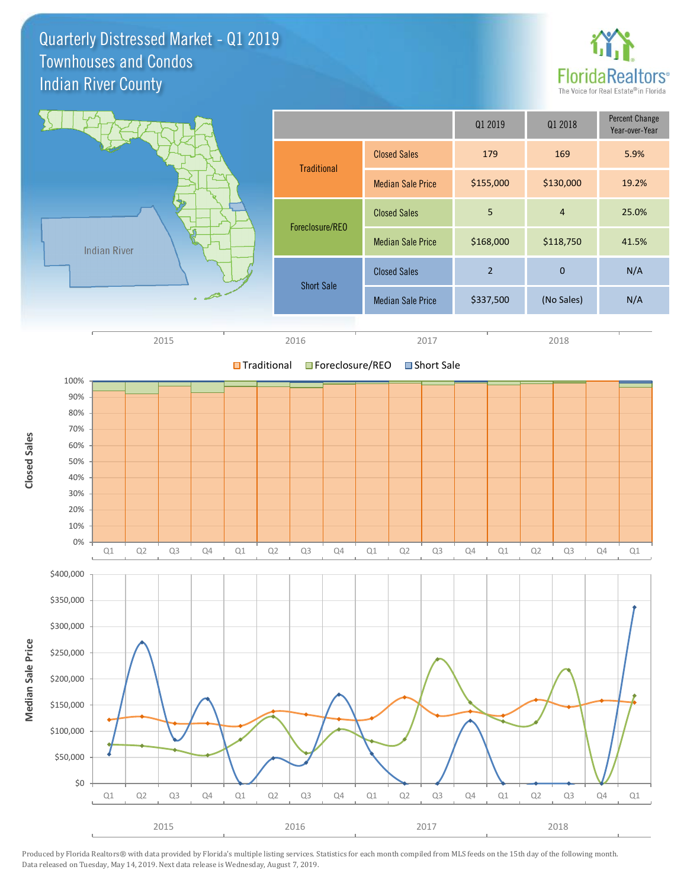# Quarterly Distressed Market - Q1 2019
## Townhouses and Condos
## Indian River County

FloridaRealtors®
The Voice for Real Estate® in Florida

Indian River

| | | Q1 2019 | Q1 2018 | Percent Change Year-over-Year |
|---|---|---|---|---|
| Traditional | Closed Sales | 179 | 169 | 5.9% |
| | Median Sale Price | $155,000 | $130,000 | 19.2% |
| Foreclosure/REO | Closed Sales | 5 | 4 | 25.0% |
| | Median Sale Price | $168,000 | $118,750 | 41.5% |
| Short Sale | Closed Sales | 2 | 0 | N/A |
| | Median Sale Price | $337,500 | (No Sales) | N/A |

2015 2016 2017 2018

Traditional Foreclosure/REO Short Sale

Closed Sales

100% 90% 80% 70% 60% 50% 40% 30% 20% 10% 0%

Q1 Q2 Q3 Q4 Q1 Q2 Q3 Q4 Q1 Q2 Q3 Q4 Q1 Q2 Q3 Q4 Q1

Median Sale Price

$400,000 $350,000 $300,000 $250,000 $200,000 $150,000 $100,000 $50,000 $0

Q1 Q2 Q3 Q4 Q1 Q2 Q3 Q4 Q1 Q2 Q3 Q4 Q1 Q2 Q3 Q4 Q1

2015 2016 2017 2018

Produced by Florida Realtors® with data provided by Florida's multiple listing services. Statistics for each month compiled from MLS feeds on the 15th day of the following month. Data released on Tuesday, May 14, 2019. Next data release is Wednesday, August 7, 2019.